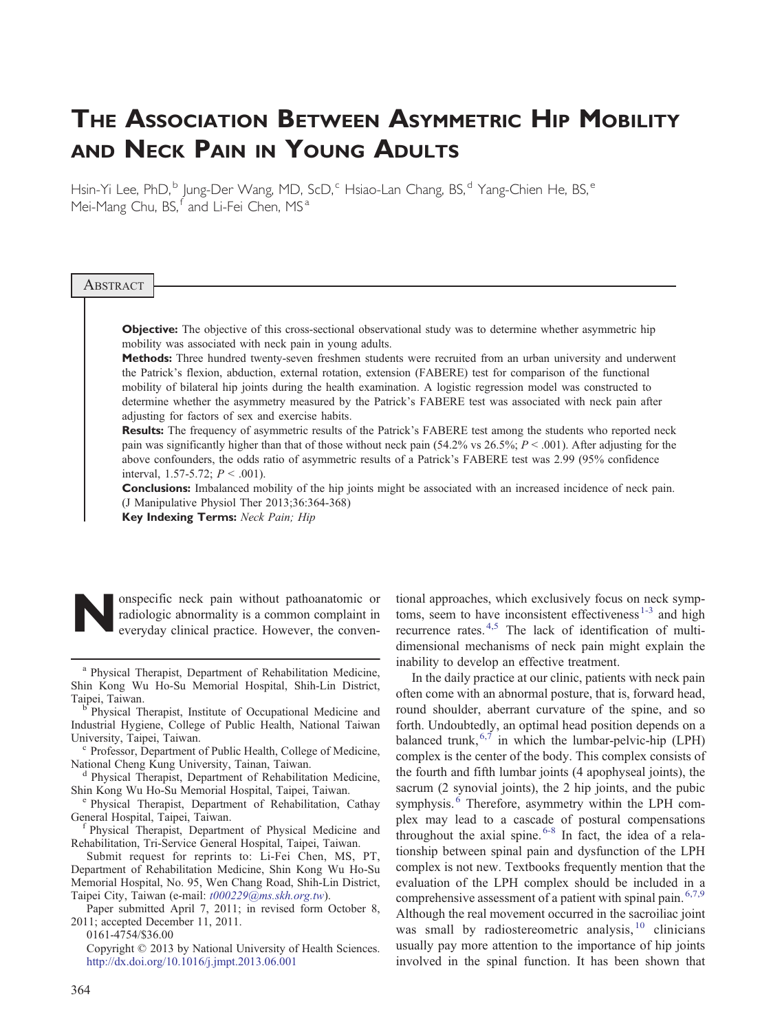# The Association Between Asymmetric Hip Mobility and Neck Pain in Young Adults

Hsin-Yi Lee, PhD,[b] Jung-Der Wang, MD, ScD,[c] Hsiao-Lan Chang, BS,[d] Yang-Chien He, BS,[e] Mei-Mang Chu, BS,[f] and Li-Fei Chen, MS[a]

## Abstract

**Objective:** The objective of this cross-sectional observational study was to determine whether asymmetric hip mobility was associated with neck pain in young adults.

**Methods:** Three hundred twenty-seven freshmen students were recruited from an urban university and underwent the Patrick's flexion, abduction, external rotation, extension (FABERE) test for comparison of the functional mobility of bilateral hip joints during the health examination. A logistic regression model was constructed to determine whether the asymmetry measured by the Patrick's FABERE test was associated with neck pain after adjusting for factors of sex and exercise habits.

**Results:** The frequency of asymmetric results of the Patrick's FABERE test among the students who reported neck pain was significantly higher than that of those without neck pain (54.2% vs 26.5%; $P < .001$). After adjusting for the above confounders, the odds ratio of asymmetric results of a Patrick's FABERE test was 2.99 (95% confidence interval, 1.57-5.72; $P < .001$).

**Conclusions:** Imbalanced mobility of the hip joints might be associated with an increased incidence of neck pain. (J Manipulative Physiol Ther 2013;36:364-368)

**Key Indexing Terms:** *Neck Pain; Hip*

Nonspecific neck pain without pathoanatomic or radiologic abnormality is a common complaint in everyday clinical practice. However, the conventional approaches, which exclusively focus on neck symptoms, seem to have inconsistent effectiveness[1-3] and high recurrence rates.[4,5] The lack of identification of multidimensional mechanisms of neck pain might explain the inability to develop an effective treatment.

In the daily practice at our clinic, patients with neck pain often come with an abnormal posture, that is, forward head, round shoulder, aberrant curvature of the spine, and so forth. Undoubtedly, an optimal head position depends on a balanced trunk,[6,7] in which the lumbar-pelvic-hip (LPH) complex is the center of the body. This complex consists of the fourth and fifth lumbar joints (4 apophyseal joints), the sacrum (2 synovial joints), the 2 hip joints, and the pubic symphysis.[6] Therefore, asymmetry within the LPH complex may lead to a cascade of postural compensations throughout the axial spine.[6-8] In fact, the idea of a relationship between spinal pain and dysfunction of the LPH complex is not new. Textbooks frequently mention that the evaluation of the LPH complex should be included in a comprehensive assessment of a patient with spinal pain.[6,7,9] Although the real movement occurred in the sacroiliac joint was small by radiostereometric analysis,[10] clinicians usually pay more attention to the importance of hip joints involved in the spinal function. It has been shown that

---

[a] Physical Therapist, Department of Rehabilitation Medicine, Shin Kong Wu Ho-Su Memorial Hospital, Shih-Lin District, Taipei, Taiwan.

[b] Physical Therapist, Institute of Occupational Medicine and Industrial Hygiene, College of Public Health, National Taiwan University, Taipei, Taiwan.

[c] Professor, Department of Public Health, College of Medicine, National Cheng Kung University, Tainan, Taiwan.

[d] Physical Therapist, Department of Rehabilitation Medicine, Shin Kong Wu Ho-Su Memorial Hospital, Taipei, Taiwan.

[e] Physical Therapist, Department of Rehabilitation, Cathay General Hospital, Taipei, Taiwan.

[f] Physical Therapist, Department of Physical Medicine and Rehabilitation, Tri-Service General Hospital, Taipei, Taiwan.

Submit request for reprints to: Li-Fei Chen, MS, PT, Department of Rehabilitation Medicine, Shin Kong Wu Ho-Su Memorial Hospital, No. 95, Wen Chang Road, Shih-Lin District, Taipei City, Taiwan (e-mail: t000229@ms.skh.org.tw).

Paper submitted April 7, 2011; in revised form October 8, 2011; accepted December 11, 2011.

0161-4754/$36.00

Copyright © 2013 by National University of Health Sciences.

http://dx.doi.org/10.1016/j.jmpt.2013.06.001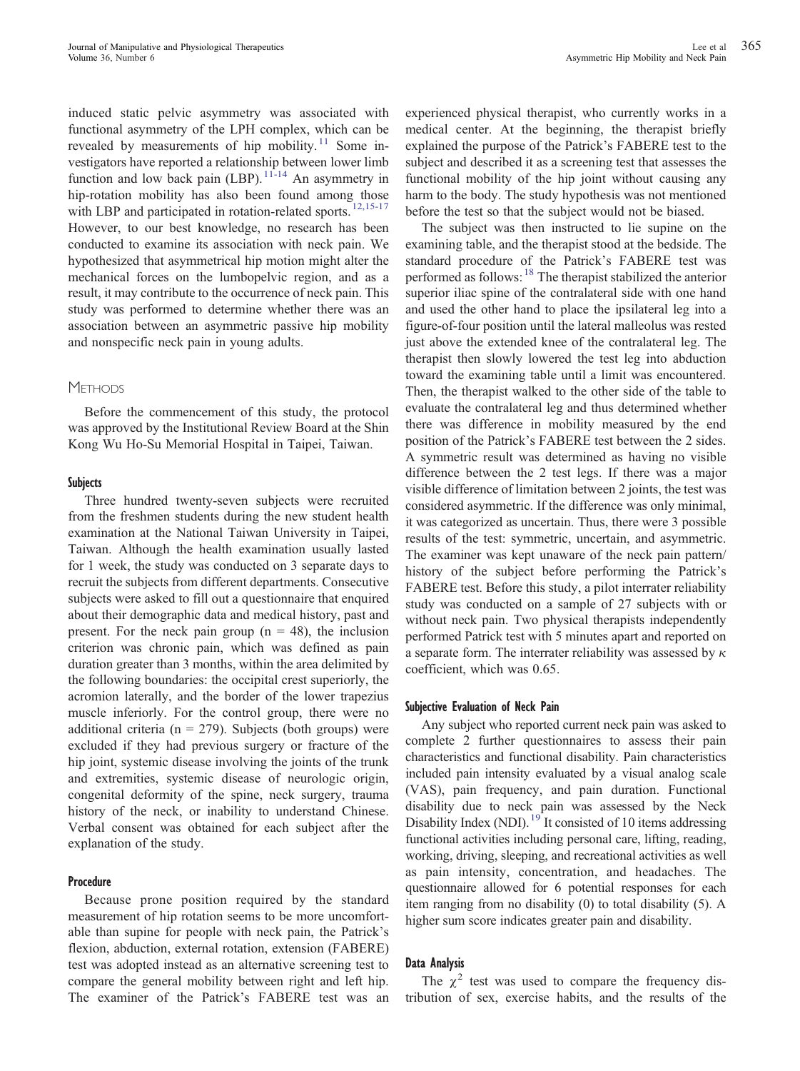induced static pelvic asymmetry was associated with functional asymmetry of the LPH complex, which can be revealed by measurements of hip mobility.[11] Some investigators have reported a relationship between lower limb function and low back pain (LBP).[11-14] An asymmetry in hip-rotation mobility has also been found among those with LBP and participated in rotation-related sports.[12,15-17] However, to our best knowledge, no research has been conducted to examine its association with neck pain. We hypothesized that asymmetrical hip motion might alter the mechanical forces on the lumbopelvic region, and as a result, it may contribute to the occurrence of neck pain. This study was performed to determine whether there was an association between an asymmetric passive hip mobility and nonspecific neck pain in young adults.

## Methods

Before the commencement of this study, the protocol was approved by the Institutional Review Board at the Shin Kong Wu Ho-Su Memorial Hospital in Taipei, Taiwan.

### Subjects

Three hundred twenty-seven subjects were recruited from the freshmen students during the new student health examination at the National Taiwan University in Taipei, Taiwan. Although the health examination usually lasted for 1 week, the study was conducted on 3 separate days to recruit the subjects from different departments. Consecutive subjects were asked to fill out a questionnaire that enquired about their demographic data and medical history, past and present. For the neck pain group (n = 48), the inclusion criterion was chronic pain, which was defined as pain duration greater than 3 months, within the area delimited by the following boundaries: the occipital crest superiorly, the acromion laterally, and the border of the lower trapezius muscle inferiorly. For the control group, there were no additional criteria (n = 279). Subjects (both groups) were excluded if they had previous surgery or fracture of the hip joint, systemic disease involving the joints of the trunk and extremities, systemic disease of neurologic origin, congenital deformity of the spine, neck surgery, trauma history of the neck, or inability to understand Chinese. Verbal consent was obtained for each subject after the explanation of the study.

### Procedure

Because prone position required by the standard measurement of hip rotation seems to be more uncomfortable than supine for people with neck pain, the Patrick's flexion, abduction, external rotation, extension (FABERE) test was adopted instead as an alternative screening test to compare the general mobility between right and left hip. The examiner of the Patrick's FABERE test was an experienced physical therapist, who currently works in a medical center. At the beginning, the therapist briefly explained the purpose of the Patrick's FABERE test to the subject and described it as a screening test that assesses the functional mobility of the hip joint without causing any harm to the body. The study hypothesis was not mentioned before the test so that the subject would not be biased.

The subject was then instructed to lie supine on the examining table, and the therapist stood at the bedside. The standard procedure of the Patrick's FABERE test was performed as follows:[18] The therapist stabilized the anterior superior iliac spine of the contralateral side with one hand and used the other hand to place the ipsilateral leg into a figure-of-four position until the lateral malleolus was rested just above the extended knee of the contralateral leg. The therapist then slowly lowered the test leg into abduction toward the examining table until a limit was encountered. Then, the therapist walked to the other side of the table to evaluate the contralateral leg and thus determined whether there was difference in mobility measured by the end position of the Patrick's FABERE test between the 2 sides. A symmetric result was determined as having no visible difference between the 2 test legs. If there was a major visible difference of limitation between 2 joints, the test was considered asymmetric. If the difference was only minimal, it was categorized as uncertain. Thus, there were 3 possible results of the test: symmetric, uncertain, and asymmetric. The examiner was kept unaware of the neck pain pattern/history of the subject before performing the Patrick's FABERE test. Before this study, a pilot interrater reliability study was conducted on a sample of 27 subjects with or without neck pain. Two physical therapists independently performed Patrick test with 5 minutes apart and reported on a separate form. The interrater reliability was assessed by $\kappa$ coefficient, which was 0.65.

### Subjective Evaluation of Neck Pain

Any subject who reported current neck pain was asked to complete 2 further questionnaires to assess their pain characteristics and functional disability. Pain characteristics included pain intensity evaluated by a visual analog scale (VAS), pain frequency, and pain duration. Functional disability due to neck pain was assessed by the Neck Disability Index (NDI).[19] It consisted of 10 items addressing functional activities including personal care, lifting, reading, working, driving, sleeping, and recreational activities as well as pain intensity, concentration, and headaches. The questionnaire allowed for 6 potential responses for each item ranging from no disability (0) to total disability (5). A higher sum score indicates greater pain and disability.

### Data Analysis

The $\chi^2$ test was used to compare the frequency distribution of sex, exercise habits, and the results of the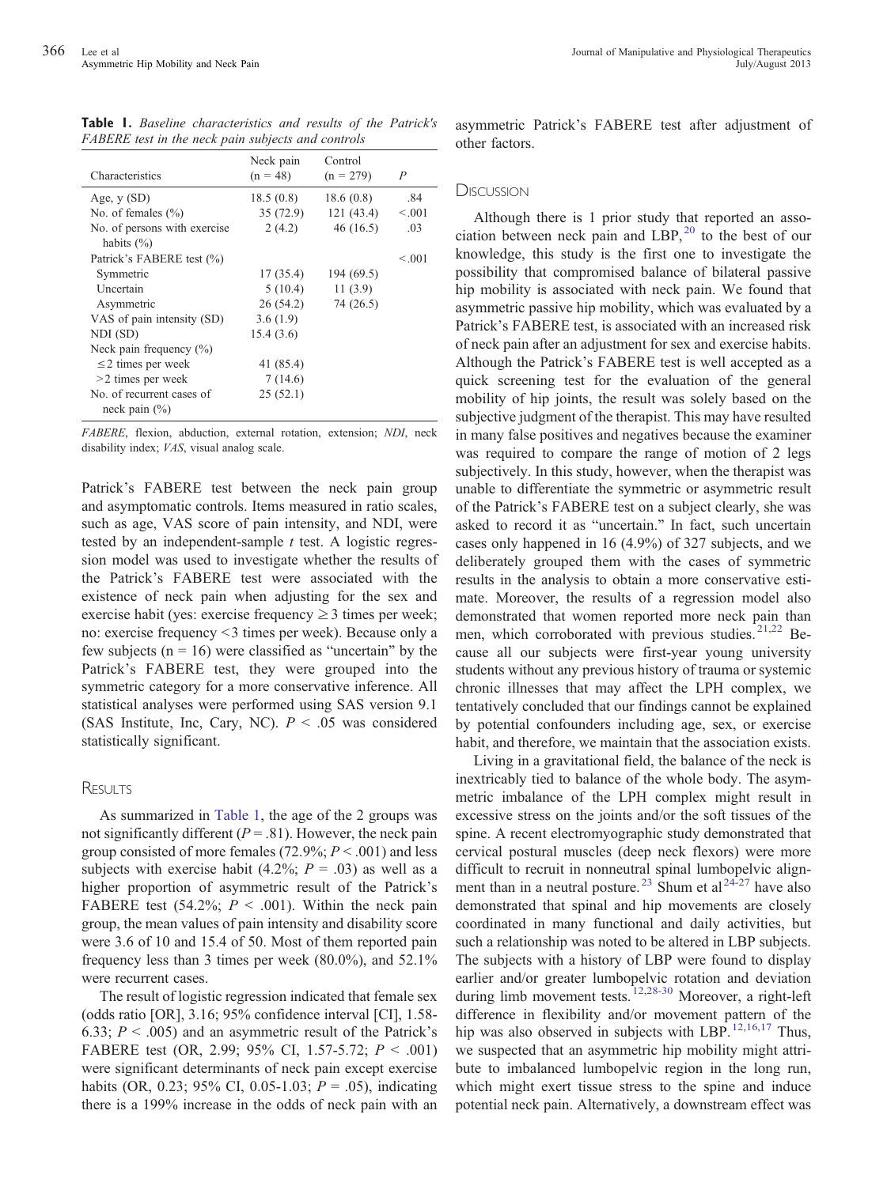**Table 1.** *Baseline characteristics and results of the Patrick's FABERE test in the neck pain subjects and controls*

| Characteristics | Neck pain (n = 48) | Control (n = 279) | *P* |
|---|---|---|---|
| Age, y (SD) | 18.5 (0.8) | 18.6 (0.8) | .84 |
| No. of females (%) | 35 (72.9) | 121 (43.4) | <.001 |
| No. of persons with exercise habits (%) | 2 (4.2) | 46 (16.5) | .03 |
| Patrick's FABERE test (%) | | | <.001 |
| Symmetric | 17 (35.4) | 194 (69.5) | |
| Uncertain | 5 (10.4) | 11 (3.9) | |
| Asymmetric | 26 (54.2) | 74 (26.5) | |
| VAS of pain intensity (SD) | 3.6 (1.9) | | |
| NDI (SD) | 15.4 (3.6) | | |
| Neck pain frequency (%) | | | |
| ≤2 times per week | 41 (85.4) | | |
| >2 times per week | 7 (14.6) | | |
| No. of recurrent cases of neck pain (%) | 25 (52.1) | | |

*FABERE*, flexion, abduction, external rotation, extension; *NDI*, neck disability index; *VAS*, visual analog scale.

Patrick's FABERE test between the neck pain group and asymptomatic controls. Items measured in ratio scales, such as age, VAS score of pain intensity, and NDI, were tested by an independent-sample *t* test. A logistic regression model was used to investigate whether the results of the Patrick's FABERE test were associated with the existence of neck pain when adjusting for the sex and exercise habit (yes: exercise frequency ≥ 3 times per week; no: exercise frequency <3 times per week). Because only a few subjects (n = 16) were classified as "uncertain" by the Patrick's FABERE test, they were grouped into the symmetric category for a more conservative inference. All statistical analyses were performed using SAS version 9.1 (SAS Institute, Inc, Cary, NC). $P < .05$ was considered statistically significant.

## Results

As summarized in Table 1, the age of the 2 groups was not significantly different ($P = .81$). However, the neck pain group consisted of more females (72.9%; $P < .001$) and less subjects with exercise habit (4.2%; $P = .03$) as well as a higher proportion of asymmetric result of the Patrick's FABERE test (54.2%; $P < .001$). Within the neck pain group, the mean values of pain intensity and disability score were 3.6 of 10 and 15.4 of 50. Most of them reported pain frequency less than 3 times per week (80.0%), and 52.1% were recurrent cases.

The result of logistic regression indicated that female sex (odds ratio [OR], 3.16; 95% confidence interval [CI], 1.58-6.33; $P < .005$) and an asymmetric result of the Patrick's FABERE test (OR, 2.99; 95% CI, 1.57-5.72; $P < .001$) were significant determinants of neck pain except exercise habits (OR, 0.23; 95% CI, 0.05-1.03; $P = .05$), indicating there is a 199% increase in the odds of neck pain with an asymmetric Patrick's FABERE test after adjustment of other factors.

## Discussion

Although there is 1 prior study that reported an association between neck pain and LBP,[20] to the best of our knowledge, this study is the first one to investigate the possibility that compromised balance of bilateral passive hip mobility is associated with neck pain. We found that asymmetric passive hip mobility, which was evaluated by a Patrick's FABERE test, is associated with an increased risk of neck pain after an adjustment for sex and exercise habits. Although the Patrick's FABERE test is well accepted as a quick screening test for the evaluation of the general mobility of hip joints, the result was solely based on the subjective judgment of the therapist. This may have resulted in many false positives and negatives because the examiner was required to compare the range of motion of 2 legs subjectively. In this study, however, when the therapist was unable to differentiate the symmetric or asymmetric result of the Patrick's FABERE test on a subject clearly, she was asked to record it as "uncertain." In fact, such uncertain cases only happened in 16 (4.9%) of 327 subjects, and we deliberately grouped them with the cases of symmetric results in the analysis to obtain a more conservative estimate. Moreover, the results of a regression model also demonstrated that women reported more neck pain than men, which corroborated with previous studies.[21,22] Because all our subjects were first-year young university students without any previous history of trauma or systemic chronic illnesses that may affect the LPH complex, we tentatively concluded that our findings cannot be explained by potential confounders including age, sex, or exercise habit, and therefore, we maintain that the association exists.

Living in a gravitational field, the balance of the neck is inextricably tied to balance of the whole body. The asymmetric imbalance of the LPH complex might result in excessive stress on the joints and/or the soft tissues of the spine. A recent electromyographic study demonstrated that cervical postural muscles (deep neck flexors) were more difficult to recruit in nonneutral spinal lumbopelvic alignment than in a neutral posture.[23] Shum et al[24-27] have also demonstrated that spinal and hip movements are closely coordinated in many functional and daily activities, but such a relationship was noted to be altered in LBP subjects. The subjects with a history of LBP were found to display earlier and/or greater lumbopelvic rotation and deviation during limb movement tests.[12,28-30] Moreover, a right-left difference in flexibility and/or movement pattern of the hip was also observed in subjects with LBP.[12,16,17] Thus, we suspected that an asymmetric hip mobility might attribute to imbalanced lumbopelvic region in the long run, which might exert tissue stress to the spine and induce potential neck pain. Alternatively, a downstream effect was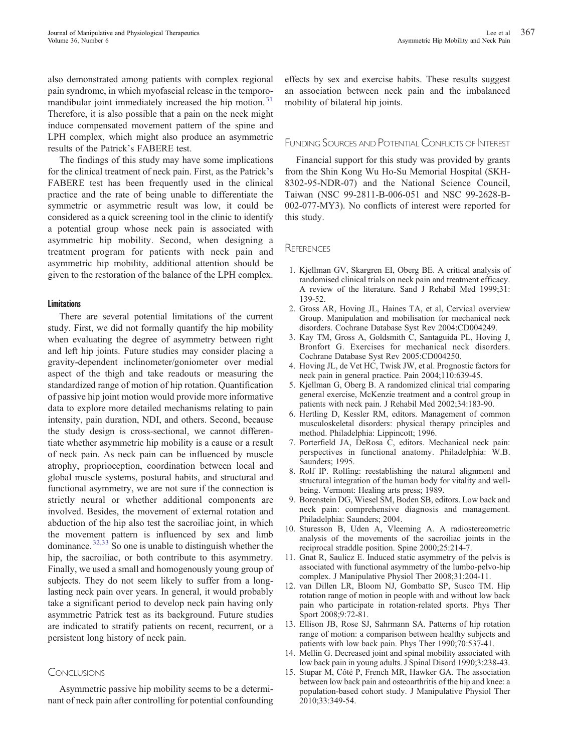also demonstrated among patients with complex regional pain syndrome, in which myofascial release in the temporomandibular joint immediately increased the hip motion.[31] Therefore, it is also possible that a pain on the neck might induce compensated movement pattern of the spine and LPH complex, which might also produce an asymmetric results of the Patrick's FABERE test.

The findings of this study may have some implications for the clinical treatment of neck pain. First, as the Patrick's FABERE test has been frequently used in the clinical practice and the rate of being unable to differentiate the symmetric or asymmetric result was low, it could be considered as a quick screening tool in the clinic to identify a potential group whose neck pain is associated with asymmetric hip mobility. Second, when designing a treatment program for patients with neck pain and asymmetric hip mobility, additional attention should be given to the restoration of the balance of the LPH complex.

### Limitations

There are several potential limitations of the current study. First, we did not formally quantify the hip mobility when evaluating the degree of asymmetry between right and left hip joints. Future studies may consider placing a gravity-dependent inclinometer/goniometer over medial aspect of the thigh and take readouts or measuring the standardized range of motion of hip rotation. Quantification of passive hip joint motion would provide more informative data to explore more detailed mechanisms relating to pain intensity, pain duration, NDI, and others. Second, because the study design is cross-sectional, we cannot differentiate whether asymmetric hip mobility is a cause or a result of neck pain. As neck pain can be influenced by muscle atrophy, proprioception, coordination between local and global muscle systems, postural habits, and structural and functional asymmetry, we are not sure if the connection is strictly neural or whether additional components are involved. Besides, the movement of external rotation and abduction of the hip also test the sacroiliac joint, in which the movement pattern is influenced by sex and limb dominance.[32,33] So one is unable to distinguish whether the hip, the sacroiliac, or both contribute to this asymmetry. Finally, we used a small and homogenously young group of subjects. They do not seem likely to suffer from a long-lasting neck pain over years. In general, it would probably take a significant period to develop neck pain having only asymmetric Patrick test as its background. Future studies are indicated to stratify patients on recent, recurrent, or a persistent long history of neck pain.

## Conclusions

Asymmetric passive hip mobility seems to be a determinant of neck pain after controlling for potential confounding effects by sex and exercise habits. These results suggest an association between neck pain and the imbalanced mobility of bilateral hip joints.

## Funding Sources and Potential Conflicts of Interest

Financial support for this study was provided by grants from the Shin Kong Wu Ho-Su Memorial Hospital (SKH-8302-95-NDR-07) and the National Science Council, Taiwan (NSC 99-2811-B-006-051 and NSC 99-2628-B-002-077-MY3). No conflicts of interest were reported for this study.

## References

1. Kjellman GV, Skargren EI, Oberg BE. A critical analysis of randomised clinical trials on neck pain and treatment efficacy. A review of the literature. Sand J Rehabil Med 1999;31:139-52.
2. Gross AR, Hoving JL, Haines TA, et al, Cervical overview Group. Manipulation and mobilisation for mechanical neck disorders. Cochrane Database Syst Rev 2004:CD004249.
3. Kay TM, Gross A, Goldsmith C, Santaguida PL, Hoving J, Bronfort G. Exercises for mechanical neck disorders. Cochrane Database Syst Rev 2005:CD004250.
4. Hoving JL, de Vet HC, Twisk JW, et al. Prognostic factors for neck pain in general practice. Pain 2004;110:639-45.
5. Kjellman G, Oberg B. A randomized clinical trial comparing general exercise, McKenzie treatment and a control group in patients with neck pain. J Rehabil Med 2002;34:183-90.
6. Hertling D, Kessler RM, editors. Management of common musculoskeletal disorders: physical therapy principles and method. Philadelphia: Lippincott; 1996.
7. Porterfield JA, DeRosa C, editors. Mechanical neck pain: perspectives in functional anatomy. Philadelphia: W.B. Saunders; 1995.
8. Rolf IP. Rolfing: reestablishing the natural alignment and structural integration of the human body for vitality and well-being. Vermont: Healing arts press; 1989.
9. Borenstein DG, Wiesel SM, Boden SB, editors. Low back and neck pain: comprehensive diagnosis and management. Philadelphia: Saunders; 2004.
10. Sturesson B, Uden A, Vleeming A. A radiostereometric analysis of the movements of the sacroiliac joints in the reciprocal straddle position. Spine 2000;25:214-7.
11. Gnat R, Saulicz E. Induced static asymmetry of the pelvis is associated with functional asymmetry of the lumbo-pelvo-hip complex. J Manipulative Physiol Ther 2008;31:204-11.
12. van Dillen LR, Bloom NJ, Gombatto SP, Susco TM. Hip rotation range of motion in people with and without low back pain who participate in rotation-related sports. Phys Ther Sport 2008;9:72-81.
13. Ellison JB, Rose SJ, Sahrmann SA. Patterns of hip rotation range of motion: a comparison between healthy subjects and patients with low back pain. Phys Ther 1990;70:537-41.
14. Mellin G. Decreased joint and spinal mobility associated with low back pain in young adults. J Spinal Disord 1990;3:238-43.
15. Stupar M, Côté P, French MR, Hawker GA. The association between low back pain and osteoarthritis of the hip and knee: a population-based cohort study. J Manipulative Physiol Ther 2010;33:349-54.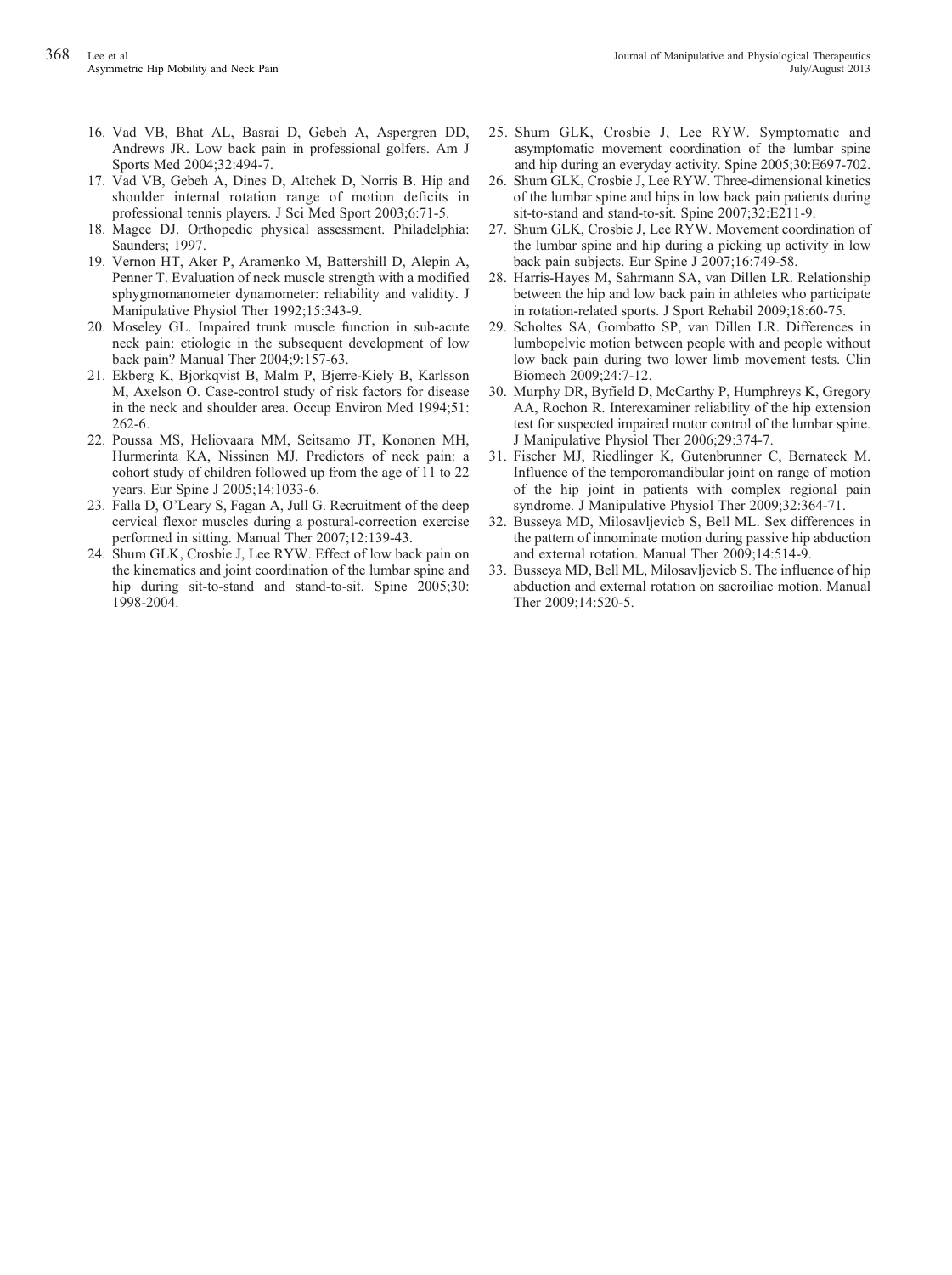16. Vad VB, Bhat AL, Basrai D, Gebeh A, Aspergren DD, Andrews JR. Low back pain in professional golfers. Am J Sports Med 2004;32:494-7.
17. Vad VB, Gebeh A, Dines D, Altchek D, Norris B. Hip and shoulder internal rotation range of motion deficits in professional tennis players. J Sci Med Sport 2003;6:71-5.
18. Magee DJ. Orthopedic physical assessment. Philadelphia: Saunders; 1997.
19. Vernon HT, Aker P, Aramenko M, Battershill D, Alepin A, Penner T. Evaluation of neck muscle strength with a modified sphygmomanometer dynamometer: reliability and validity. J Manipulative Physiol Ther 1992;15:343-9.
20. Moseley GL. Impaired trunk muscle function in sub-acute neck pain: etiologic in the subsequent development of low back pain? Manual Ther 2004;9:157-63.
21. Ekberg K, Bjorkqvist B, Malm P, Bjerre-Kiely B, Karlsson M, Axelson O. Case-control study of risk factors for disease in the neck and shoulder area. Occup Environ Med 1994;51: 262-6.
22. Poussa MS, Heliovaara MM, Seitsamo JT, Kononen MH, Hurmerinta KA, Nissinen MJ. Predictors of neck pain: a cohort study of children followed up from the age of 11 to 22 years. Eur Spine J 2005;14:1033-6.
23. Falla D, O'Leary S, Fagan A, Jull G. Recruitment of the deep cervical flexor muscles during a postural-correction exercise performed in sitting. Manual Ther 2007;12:139-43.
24. Shum GLK, Crosbie J, Lee RYW. Effect of low back pain on the kinematics and joint coordination of the lumbar spine and hip during sit-to-stand and stand-to-sit. Spine 2005;30: 1998-2004.
25. Shum GLK, Crosbie J, Lee RYW. Symptomatic and asymptomatic movement coordination of the lumbar spine and hip during an everyday activity. Spine 2005;30:E697-702.
26. Shum GLK, Crosbie J, Lee RYW. Three-dimensional kinetics of the lumbar spine and hips in low back pain patients during sit-to-stand and stand-to-sit. Spine 2007;32:E211-9.
27. Shum GLK, Crosbie J, Lee RYW. Movement coordination of the lumbar spine and hip during a picking up activity in low back pain subjects. Eur Spine J 2007;16:749-58.
28. Harris-Hayes M, Sahrmann SA, van Dillen LR. Relationship between the hip and low back pain in athletes who participate in rotation-related sports. J Sport Rehabil 2009;18:60-75.
29. Scholtes SA, Gombatto SP, van Dillen LR. Differences in lumbopelvic motion between people with and people without low back pain during two lower limb movement tests. Clin Biomech 2009;24:7-12.
30. Murphy DR, Byfield D, McCarthy P, Humphreys K, Gregory AA, Rochon R. Interexaminer reliability of the hip extension test for suspected impaired motor control of the lumbar spine. J Manipulative Physiol Ther 2006;29:374-7.
31. Fischer MJ, Riedlinger K, Gutenbrunner C, Bernateck M. Influence of the temporomandibular joint on range of motion of the hip joint in patients with complex regional pain syndrome. J Manipulative Physiol Ther 2009;32:364-71.
32. Busseya MD, Milosavljevicb S, Bell ML. Sex differences in the pattern of innominate motion during passive hip abduction and external rotation. Manual Ther 2009;14:514-9.
33. Busseya MD, Bell ML, Milosavljevicb S. The influence of hip abduction and external rotation on sacroiliac motion. Manual Ther 2009;14:520-5.